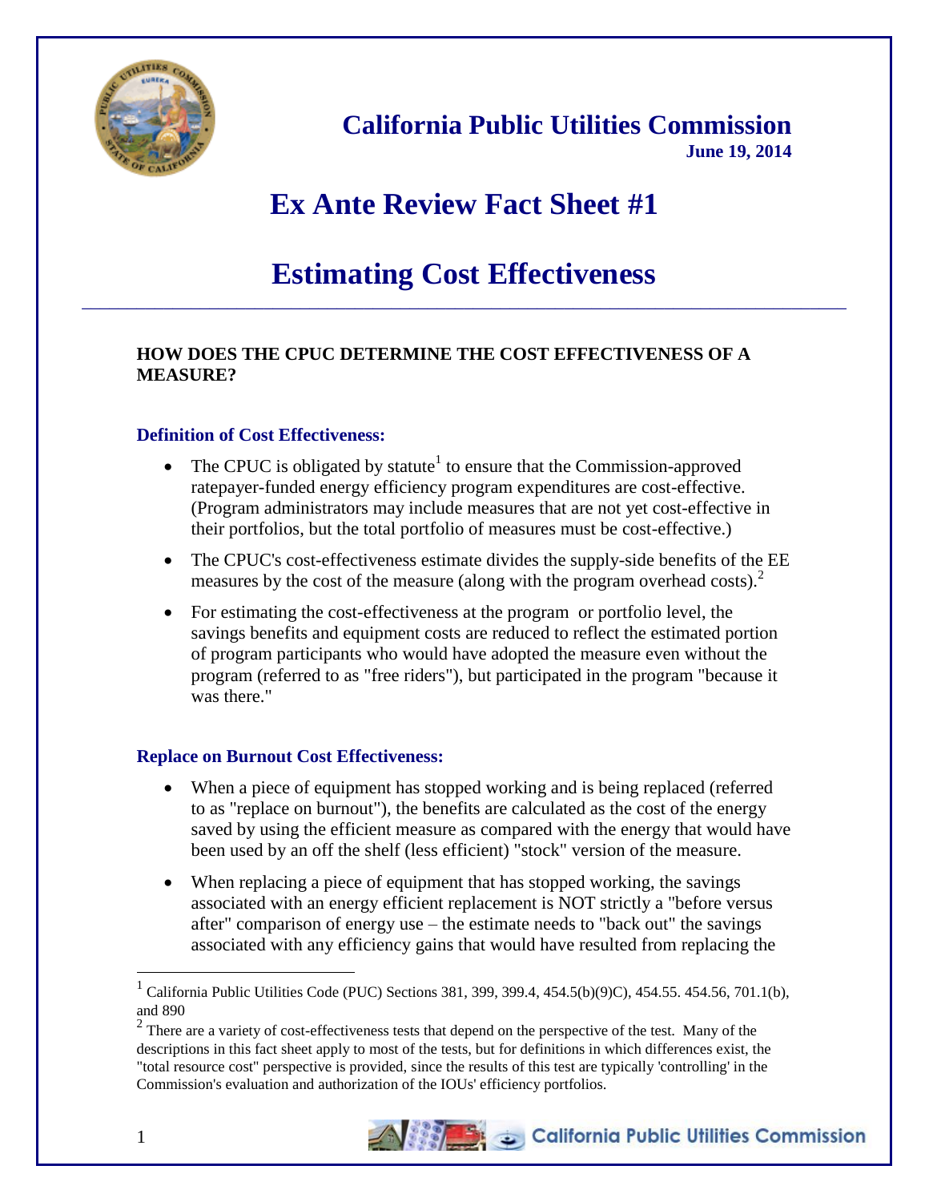# California Public Utilities Commission

**June 19, 2014**

# Ex Ante Review Fact Sheet #1

# Estimating Cost Effectiveness

---

**HOW DOES THE CPUC DETERMINE THE COST EFFECTIVENESS OF A MEASURE?**

### Definition of Cost Effectiveness:

- The CPUC is obligated by statute[1] to ensure that the Commission-approved ratepayer-funded energy efficiency program expenditures are cost-effective. (Program administrators may include measures that are not yet cost-effective in their portfolios, but the total portfolio of measures must be cost-effective.)
- The CPUC's cost-effectiveness estimate divides the supply-side benefits of the EE measures by the cost of the measure (along with the program overhead costs).[2]
- For estimating the cost-effectiveness at the program or portfolio level, the savings benefits and equipment costs are reduced to reflect the estimated portion of program participants who would have adopted the measure even without the program (referred to as "free riders"), but participated in the program "because it was there."

### Replace on Burnout Cost Effectiveness:

- When a piece of equipment has stopped working and is being replaced (referred to as "replace on burnout"), the benefits are calculated as the cost of the energy saved by using the efficient measure as compared with the energy that would have been used by an off the shelf (less efficient) "stock" version of the measure.
- When replacing a piece of equipment that has stopped working, the savings associated with an energy efficient replacement is NOT strictly a "before versus after" comparison of energy use – the estimate needs to "back out" the savings associated with any efficiency gains that would have resulted from replacing the

---

[1] California Public Utilities Code (PUC) Sections 381, 399, 399.4, 454.5(b)(9)C), 454.55. 454.56, 701.1(b), and 890

[2] There are a variety of cost-effectiveness tests that depend on the perspective of the test. Many of the descriptions in this fact sheet apply to most of the tests, but for definitions in which differences exist, the "total resource cost" perspective is provided, since the results of this test are typically 'controlling' in the Commission's evaluation and authorization of the IOUs' efficiency portfolios.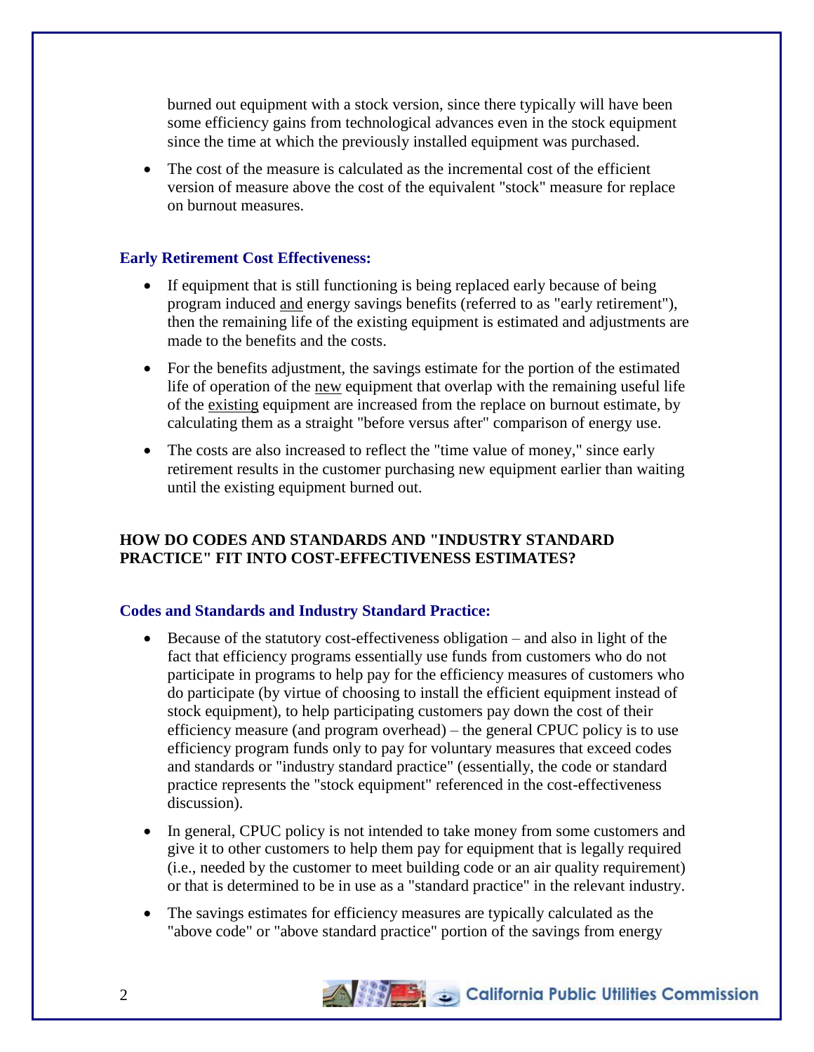burned out equipment with a stock version, since there typically will have been some efficiency gains from technological advances even in the stock equipment since the time at which the previously installed equipment was purchased.

- The cost of the measure is calculated as the incremental cost of the efficient version of measure above the cost of the equivalent "stock" measure for replace on burnout measures.

### Early Retirement Cost Effectiveness:

- If equipment that is still functioning is being replaced early because of being program induced and energy savings benefits (referred to as "early retirement"), then the remaining life of the existing equipment is estimated and adjustments are made to the benefits and the costs.
- For the benefits adjustment, the savings estimate for the portion of the estimated life of operation of the new equipment that overlap with the remaining useful life of the existing equipment are increased from the replace on burnout estimate, by calculating them as a straight "before versus after" comparison of energy use.
- The costs are also increased to reflect the "time value of money," since early retirement results in the customer purchasing new equipment earlier than waiting until the existing equipment burned out.

## HOW DO CODES AND STANDARDS AND "INDUSTRY STANDARD PRACTICE" FIT INTO COST-EFFECTIVENESS ESTIMATES?

### Codes and Standards and Industry Standard Practice:

- Because of the statutory cost-effectiveness obligation – and also in light of the fact that efficiency programs essentially use funds from customers who do not participate in programs to help pay for the efficiency measures of customers who do participate (by virtue of choosing to install the efficient equipment instead of stock equipment), to help participating customers pay down the cost of their efficiency measure (and program overhead) – the general CPUC policy is to use efficiency program funds only to pay for voluntary measures that exceed codes and standards or "industry standard practice" (essentially, the code or standard practice represents the "stock equipment" referenced in the cost-effectiveness discussion).
- In general, CPUC policy is not intended to take money from some customers and give it to other customers to help them pay for equipment that is legally required (i.e., needed by the customer to meet building code or an air quality requirement) or that is determined to be in use as a "standard practice" in the relevant industry.
- The savings estimates for efficiency measures are typically calculated as the "above code" or "above standard practice" portion of the savings from energy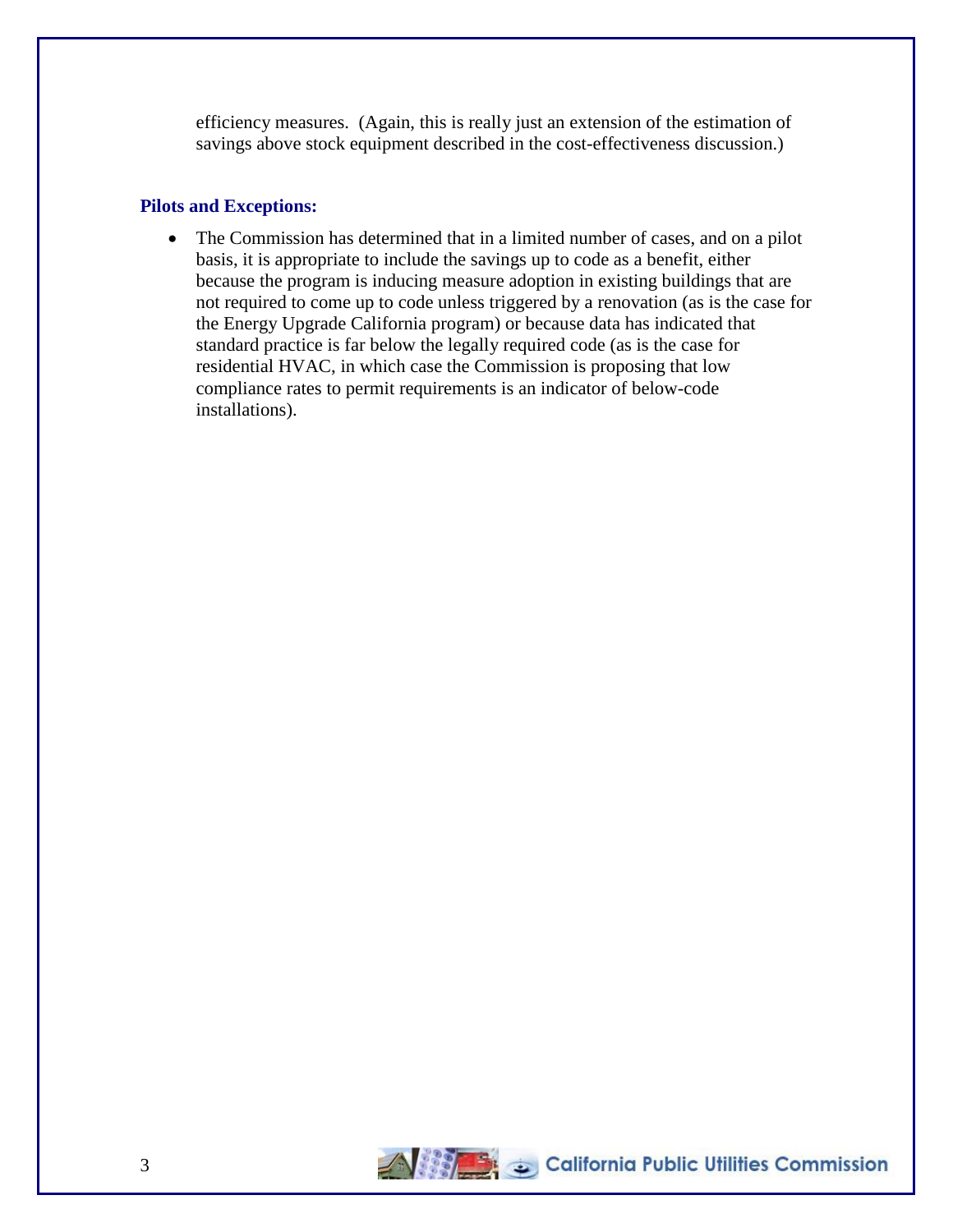efficiency measures. (Again, this is really just an extension of the estimation of savings above stock equipment described in the cost-effectiveness discussion.)

**Pilots and Exceptions:**

- The Commission has determined that in a limited number of cases, and on a pilot basis, it is appropriate to include the savings up to code as a benefit, either because the program is inducing measure adoption in existing buildings that are not required to come up to code unless triggered by a renovation (as is the case for the Energy Upgrade California program) or because data has indicated that standard practice is far below the legally required code (as is the case for residential HVAC, in which case the Commission is proposing that low compliance rates to permit requirements is an indicator of below-code installations).